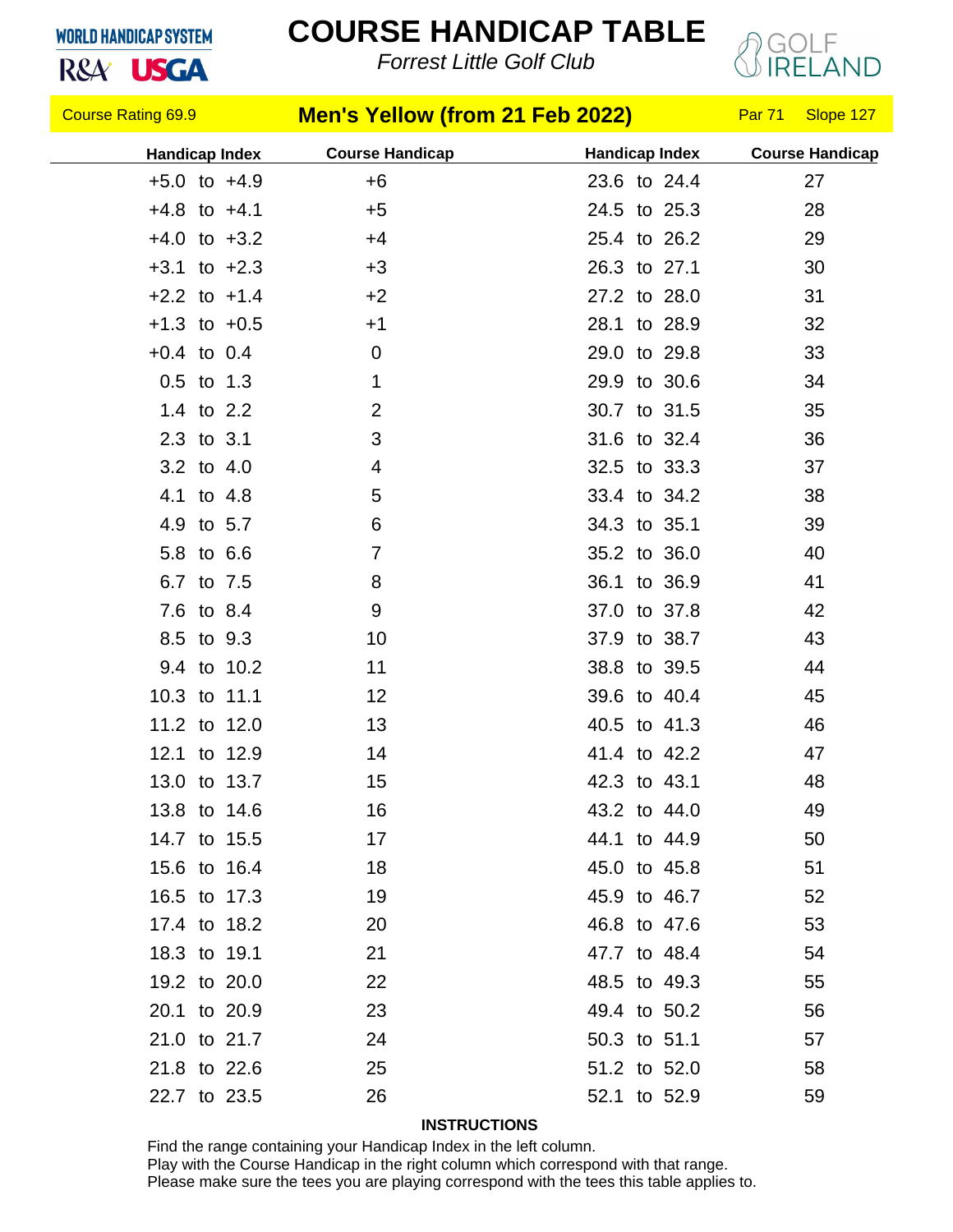WORLD HANDICAP SYSTEM
R&A USGA

# COURSE HANDICAP TABLE

*Forrest Little Golf Club*

GOLF IRELAND

Course Rating 69.9 **Men's Yellow (from 21 Feb 2022)** Par 71 Slope 127

| Handicap Index | Course Handicap | Handicap Index | Course Handicap |
|---|---|---|---|
| +5.0 to +4.9 | +6 | 23.6 to 24.4 | 27 |
| +4.8 to +4.1 | +5 | 24.5 to 25.3 | 28 |
| +4.0 to +3.2 | +4 | 25.4 to 26.2 | 29 |
| +3.1 to +2.3 | +3 | 26.3 to 27.1 | 30 |
| +2.2 to +1.4 | +2 | 27.2 to 28.0 | 31 |
| +1.3 to +0.5 | +1 | 28.1 to 28.9 | 32 |
| +0.4 to 0.4 | 0 | 29.0 to 29.8 | 33 |
| 0.5 to 1.3 | 1 | 29.9 to 30.6 | 34 |
| 1.4 to 2.2 | 2 | 30.7 to 31.5 | 35 |
| 2.3 to 3.1 | 3 | 31.6 to 32.4 | 36 |
| 3.2 to 4.0 | 4 | 32.5 to 33.3 | 37 |
| 4.1 to 4.8 | 5 | 33.4 to 34.2 | 38 |
| 4.9 to 5.7 | 6 | 34.3 to 35.1 | 39 |
| 5.8 to 6.6 | 7 | 35.2 to 36.0 | 40 |
| 6.7 to 7.5 | 8 | 36.1 to 36.9 | 41 |
| 7.6 to 8.4 | 9 | 37.0 to 37.8 | 42 |
| 8.5 to 9.3 | 10 | 37.9 to 38.7 | 43 |
| 9.4 to 10.2 | 11 | 38.8 to 39.5 | 44 |
| 10.3 to 11.1 | 12 | 39.6 to 40.4 | 45 |
| 11.2 to 12.0 | 13 | 40.5 to 41.3 | 46 |
| 12.1 to 12.9 | 14 | 41.4 to 42.2 | 47 |
| 13.0 to 13.7 | 15 | 42.3 to 43.1 | 48 |
| 13.8 to 14.6 | 16 | 43.2 to 44.0 | 49 |
| 14.7 to 15.5 | 17 | 44.1 to 44.9 | 50 |
| 15.6 to 16.4 | 18 | 45.0 to 45.8 | 51 |
| 16.5 to 17.3 | 19 | 45.9 to 46.7 | 52 |
| 17.4 to 18.2 | 20 | 46.8 to 47.6 | 53 |
| 18.3 to 19.1 | 21 | 47.7 to 48.4 | 54 |
| 19.2 to 20.0 | 22 | 48.5 to 49.3 | 55 |
| 20.1 to 20.9 | 23 | 49.4 to 50.2 | 56 |
| 21.0 to 21.7 | 24 | 50.3 to 51.1 | 57 |
| 21.8 to 22.6 | 25 | 51.2 to 52.0 | 58 |
| 22.7 to 23.5 | 26 | 52.1 to 52.9 | 59 |

**INSTRUCTIONS**

Find the range containing your Handicap Index in the left column.
Play with the Course Handicap in the right column which correspond with that range.
Please make sure the tees you are playing correspond with the tees this table applies to.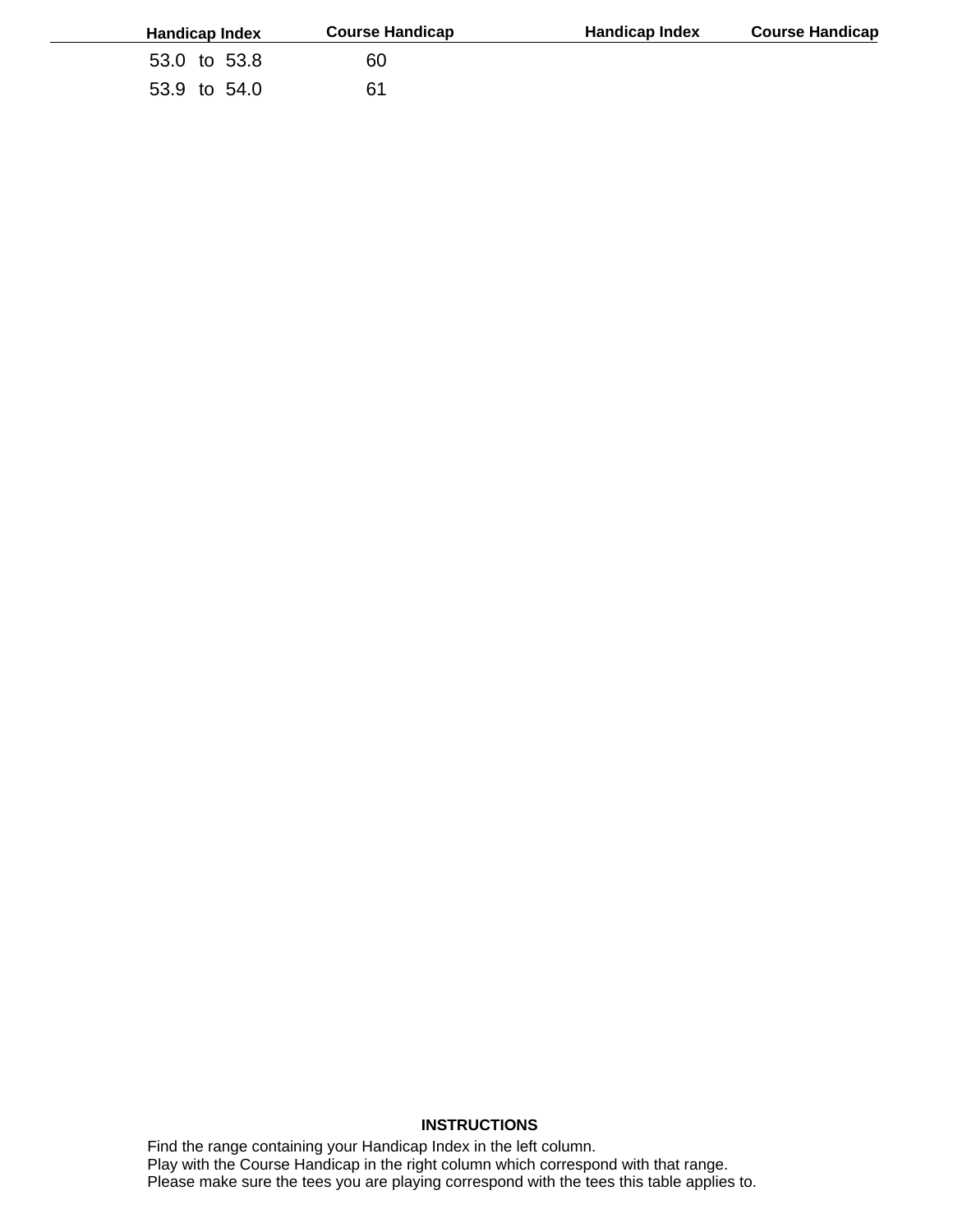| Handicap Index | Course Handicap | Handicap Index | Course Handicap |
|---|---|---|---|
| 53.0 to 53.8 | 60 | | |
| 53.9 to 54.0 | 61 | | |

**INSTRUCTIONS**

Find the range containing your Handicap Index in the left column.
Play with the Course Handicap in the right column which correspond with that range.
Please make sure the tees you are playing correspond with the tees this table applies to.